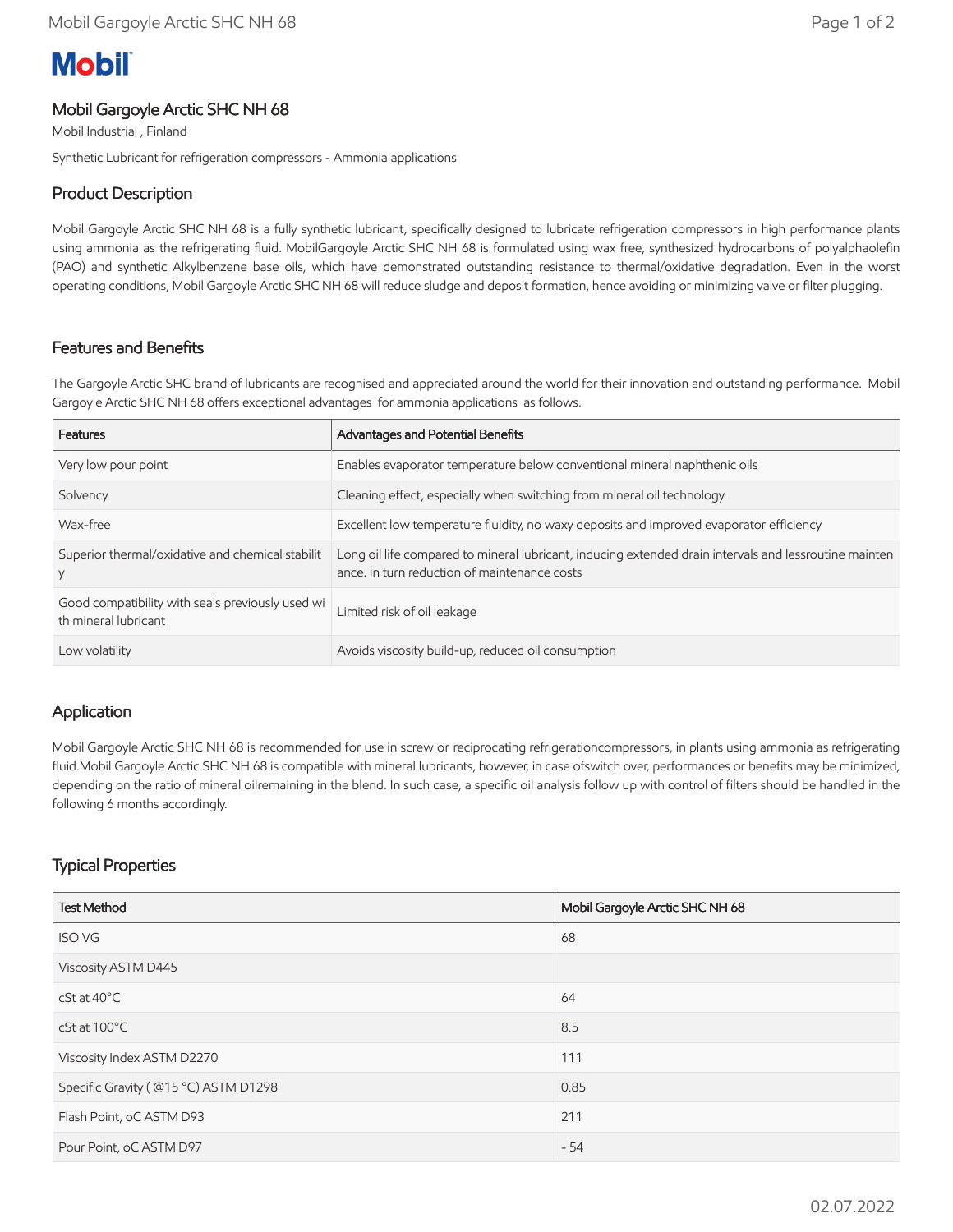Mobil

# Mobil Gargoyle Arctic SHC NH 68

Mobil Industrial , Finland

Synthetic Lubricant for refrigeration compressors - Ammonia applications

## Product Description

Mobil Gargoyle Arctic SHC NH 68 is a fully synthetic lubricant, specifically designed to lubricate refrigeration compressors in high performance plants using ammonia as the refrigerating fluid. MobilGargoyle Arctic SHC NH 68 is formulated using wax free, synthesized hydrocarbons of polyalphaolefin (PAO) and synthetic Alkylbenzene base oils, which have demonstrated outstanding resistance to thermal/oxidative degradation. Even in the worst operating conditions, Mobil Gargoyle Arctic SHC NH 68 will reduce sludge and deposit formation, hence avoiding or minimizing valve or filter plugging.

## Features and Benefits

The Gargoyle Arctic SHC brand of lubricants are recognised and appreciated around the world for their innovation and outstanding performance. Mobil Gargoyle Arctic SHC NH 68 offers exceptional advantages for ammonia applications as follows.

| Features | Advantages and Potential Benefits |
|---|---|
| Very low pour point | Enables evaporator temperature below conventional mineral naphthenic oils |
| Solvency | Cleaning effect, especially when switching from mineral oil technology |
| Wax-free | Excellent low temperature fluidity, no waxy deposits and improved evaporator efficiency |
| Superior thermal/oxidative and chemical stability | Long oil life compared to mineral lubricant, inducing extended drain intervals and lessroutine maintenance. In turn reduction of maintenance costs |
| Good compatibility with seals previously used with mineral lubricant | Limited risk of oil leakage |
| Low volatility | Avoids viscosity build-up, reduced oil consumption |

## Application

Mobil Gargoyle Arctic SHC NH 68 is recommended for use in screw or reciprocating refrigerationcompressors, in plants using ammonia as refrigerating fluid.Mobil Gargoyle Arctic SHC NH 68 is compatible with mineral lubricants, however, in case ofswitch over, performances or benefits may be minimized, depending on the ratio of mineral oilremaining in the blend. In such case, a specific oil analysis follow up with control of filters should be handled in the following 6 months accordingly.

## Typical Properties

| Test Method | Mobil Gargoyle Arctic SHC NH 68 |
|---|---|
| ISO VG | 68 |
| Viscosity ASTM D445 | |
| cSt at 40°C | 64 |
| cSt at 100°C | 8.5 |
| Viscosity Index ASTM D2270 | 111 |
| Specific Gravity ( @15 °C) ASTM D1298 | 0.85 |
| Flash Point, oC ASTM D93 | 211 |
| Pour Point, oC ASTM D97 | - 54 |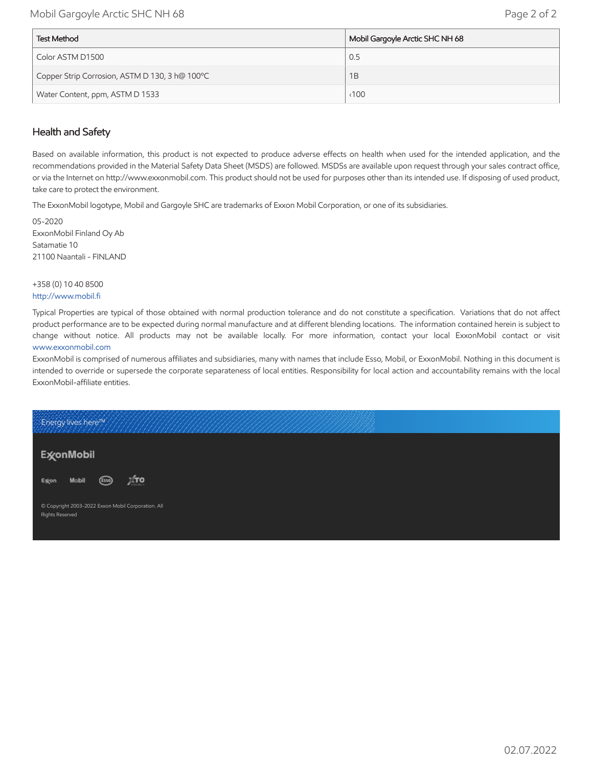| Test Method | Mobil Gargoyle Arctic SHC NH 68 |
|---|---|
| Color ASTM D1500 | 0.5 |
| Copper Strip Corrosion, ASTM D 130, 3 h@ 100ºC | 1B |
| Water Content, ppm, ASTM D 1533 | ‹100 |

## Health and Safety

Based on available information, this product is not expected to produce adverse effects on health when used for the intended application, and the recommendations provided in the Material Safety Data Sheet (MSDS) are followed. MSDSs are available upon request through your sales contract office, or via the Internet on http://www.exxonmobil.com. This product should not be used for purposes other than its intended use. If disposing of used product, take care to protect the environment.

The ExxonMobil logotype, Mobil and Gargoyle SHC are trademarks of Exxon Mobil Corporation, or one of its subsidiaries.

05-2020
ExxonMobil Finland Oy Ab
Satamatie 10
21100 Naantali - FINLAND

+358 (0) 10 40 8500
http://www.mobil.fi

Typical Properties are typical of those obtained with normal production tolerance and do not constitute a specification. Variations that do not affect product performance are to be expected during normal manufacture and at different blending locations. The information contained herein is subject to change without notice. All products may not be available locally. For more information, contact your local ExxonMobil contact or visit www.exxonmobil.com

ExxonMobil is comprised of numerous affiliates and subsidiaries, many with names that include Esso, Mobil, or ExxonMobil. Nothing in this document is intended to override or supersede the corporate separateness of local entities. Responsibility for local action and accountability remains with the local ExxonMobil-affiliate entities.

Energy lives here™

ExxonMobil

Exxon Mobil Esso XTO

© Copyright 2003-2022 Exxon Mobil Corporation. All Rights Reserved

02.07.2022